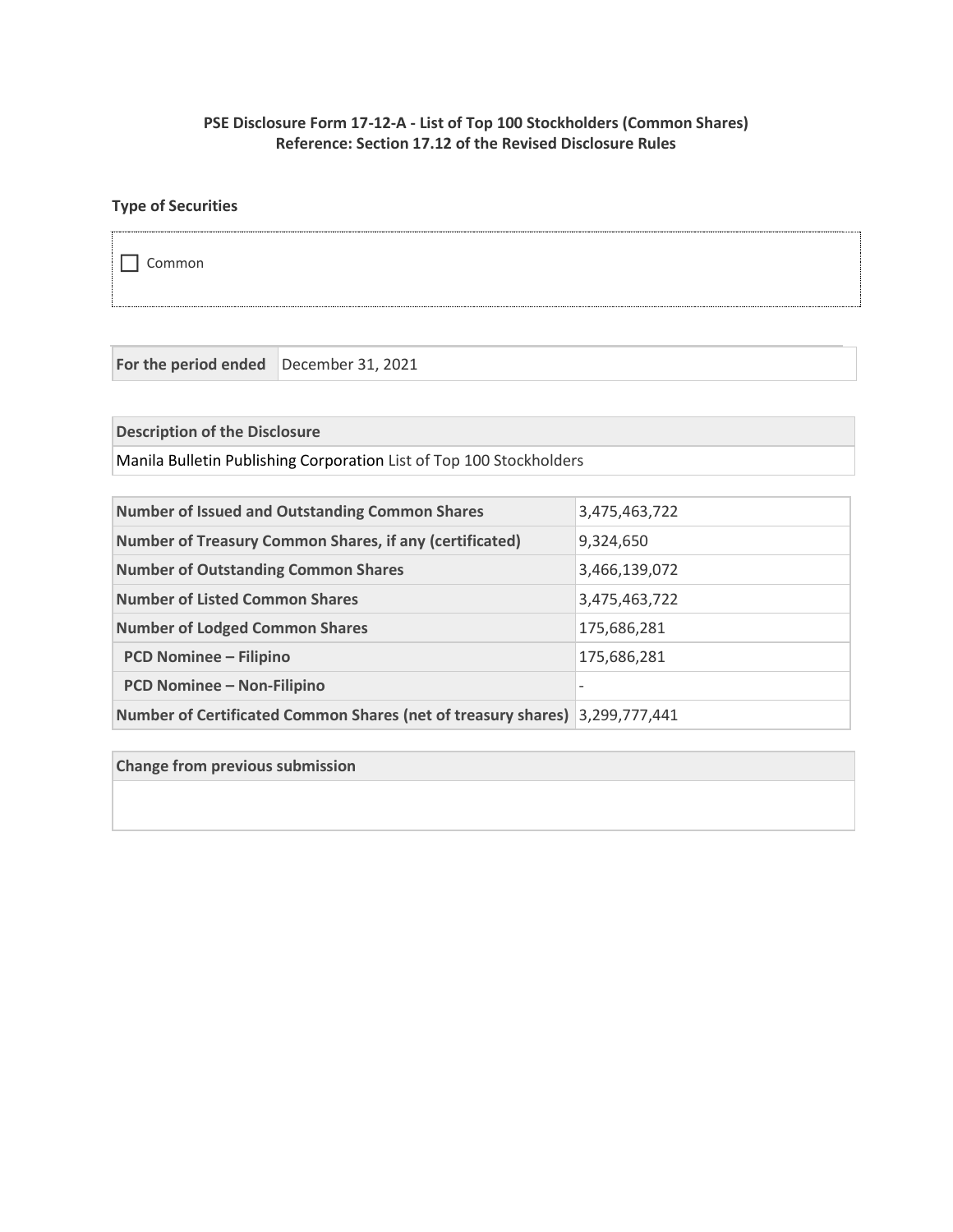**PSE Disclosure Form 17-12-A - List of Top 100 Stockholders (Common Shares)**
**Reference: Section 17.12 of the Revised Disclosure Rules**

**Type of Securities**

☐ Common

| For the period ended | December 31, 2021 |
|---|---|

| Description of the Disclosure |
|---|
| Manila Bulletin Publishing Corporation List of Top 100 Stockholders |

| | |
|---|---|
| **Number of Issued and Outstanding Common Shares** | 3,475,463,722 |
| **Number of Treasury Common Shares, if any (certificated)** | 9,324,650 |
| **Number of Outstanding Common Shares** | 3,466,139,072 |
| **Number of Listed Common Shares** | 3,475,463,722 |
| **Number of Lodged Common Shares** | 175,686,281 |
| **PCD Nominee – Filipino** | 175,686,281 |
| **PCD Nominee – Non-Filipino** | - |
| **Number of Certificated Common Shares (net of treasury shares)** | 3,299,777,441 |

| Change from previous submission |
|---|
| |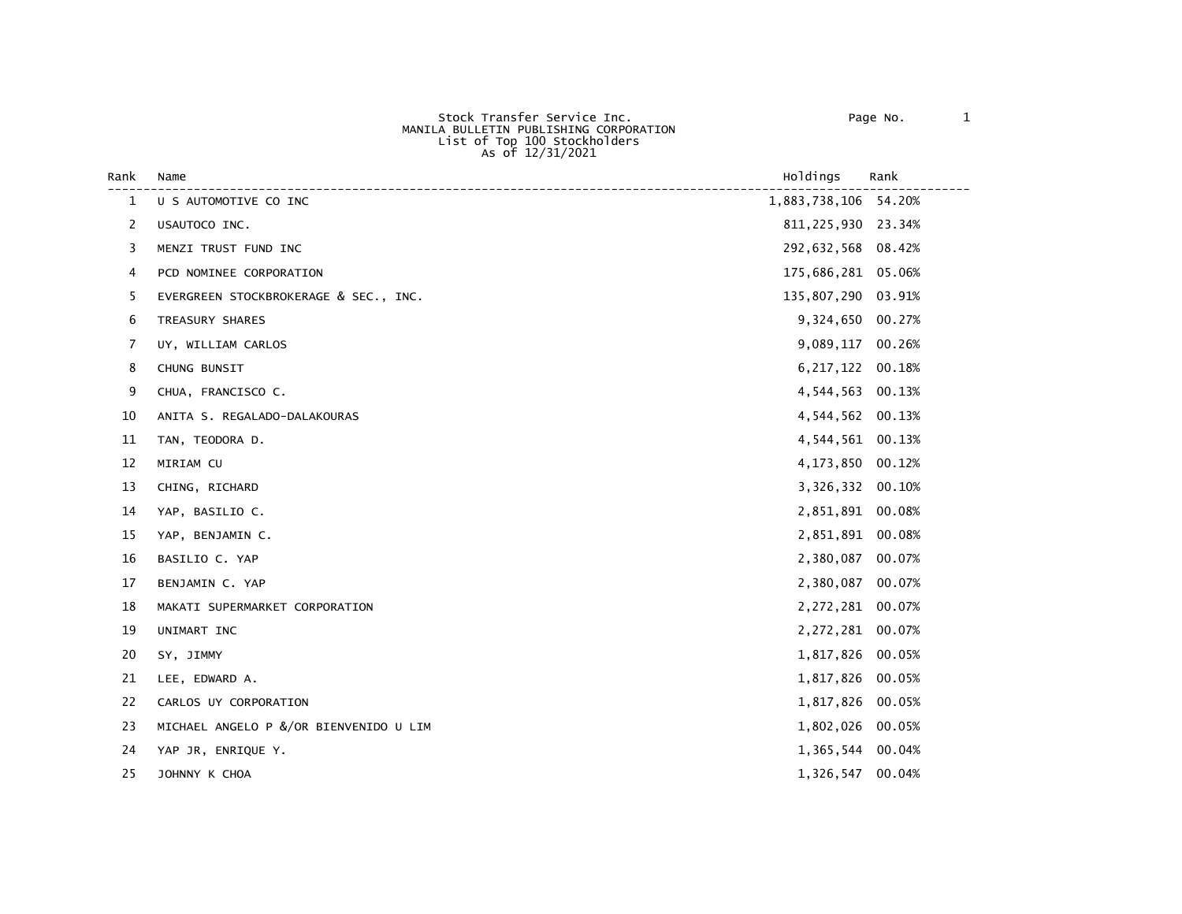Stock Transfer Service Inc.
MANILA BULLETIN PUBLISHING CORPORATION
List of Top 100 Stockholders
As of 12/31/2021

| Rank | Name | Holdings | Rank |
|---|---|---|---|
| 1 | U S AUTOMOTIVE CO INC | 1,883,738,106 | 54.20% |
| 2 | USAUTOCO INC. | 811,225,930 | 23.34% |
| 3 | MENZI TRUST FUND INC | 292,632,568 | 08.42% |
| 4 | PCD NOMINEE CORPORATION | 175,686,281 | 05.06% |
| 5 | EVERGREEN STOCKBROKERAGE & SEC., INC. | 135,807,290 | 03.91% |
| 6 | TREASURY SHARES | 9,324,650 | 00.27% |
| 7 | UY, WILLIAM CARLOS | 9,089,117 | 00.26% |
| 8 | CHUNG BUNSIT | 6,217,122 | 00.18% |
| 9 | CHUA, FRANCISCO C. | 4,544,563 | 00.13% |
| 10 | ANITA S. REGALADO-DALAKOURAS | 4,544,562 | 00.13% |
| 11 | TAN, TEODORA D. | 4,544,561 | 00.13% |
| 12 | MIRIAM CU | 4,173,850 | 00.12% |
| 13 | CHING, RICHARD | 3,326,332 | 00.10% |
| 14 | YAP, BASILIO C. | 2,851,891 | 00.08% |
| 15 | YAP, BENJAMIN C. | 2,851,891 | 00.08% |
| 16 | BASILIO C. YAP | 2,380,087 | 00.07% |
| 17 | BENJAMIN C. YAP | 2,380,087 | 00.07% |
| 18 | MAKATI SUPERMARKET CORPORATION | 2,272,281 | 00.07% |
| 19 | UNIMART INC | 2,272,281 | 00.07% |
| 20 | SY, JIMMY | 1,817,826 | 00.05% |
| 21 | LEE, EDWARD A. | 1,817,826 | 00.05% |
| 22 | CARLOS UY CORPORATION | 1,817,826 | 00.05% |
| 23 | MICHAEL ANGELO P &/OR BIENVENIDO U LIM | 1,802,026 | 00.05% |
| 24 | YAP JR, ENRIQUE Y. | 1,365,544 | 00.04% |
| 25 | JOHNNY K CHOA | 1,326,547 | 00.04% |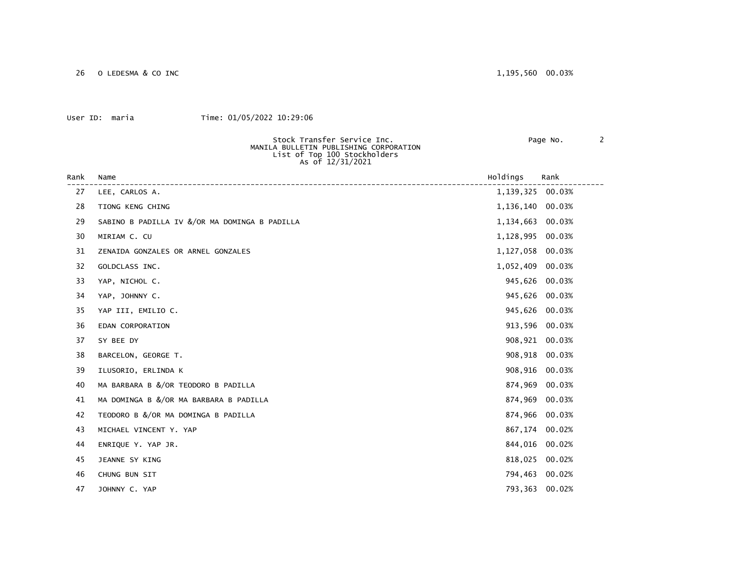| Rank | Name | Holdings | Rank |
|---|---|---|---|
| 26 | O LEDESMA & CO INC | 1,195,560 | 00.03% |

User ID: maria Time: 01/05/2022 10:29:06

Stock Transfer Service Inc.
MANILA BULLETIN PUBLISHING CORPORATION
List of Top 100 Stockholders
As of 12/31/2021

| Rank | Name | Holdings | Rank |
|---|---|---|---|
| 27 | LEE, CARLOS A. | 1,139,325 | 00.03% |
| 28 | TIONG KENG CHING | 1,136,140 | 00.03% |
| 29 | SABINO B PADILLA IV &/OR MA DOMINGA B PADILLA | 1,134,663 | 00.03% |
| 30 | MIRIAM C. CU | 1,128,995 | 00.03% |
| 31 | ZENAIDA GONZALES OR ARNEL GONZALES | 1,127,058 | 00.03% |
| 32 | GOLDCLASS INC. | 1,052,409 | 00.03% |
| 33 | YAP, NICHOL C. | 945,626 | 00.03% |
| 34 | YAP, JOHNNY C. | 945,626 | 00.03% |
| 35 | YAP III, EMILIO C. | 945,626 | 00.03% |
| 36 | EDAN CORPORATION | 913,596 | 00.03% |
| 37 | SY BEE DY | 908,921 | 00.03% |
| 38 | BARCELON, GEORGE T. | 908,918 | 00.03% |
| 39 | ILUSORIO, ERLINDA K | 908,916 | 00.03% |
| 40 | MA BARBARA B &/OR TEODORO B PADILLA | 874,969 | 00.03% |
| 41 | MA DOMINGA B &/OR MA BARBARA B PADILLA | 874,969 | 00.03% |
| 42 | TEODORO B &/OR MA DOMINGA B PADILLA | 874,966 | 00.03% |
| 43 | MICHAEL VINCENT Y. YAP | 867,174 | 00.02% |
| 44 | ENRIQUE Y. YAP JR. | 844,016 | 00.02% |
| 45 | JEANNE SY KING | 818,025 | 00.02% |
| 46 | CHUNG BUN SIT | 794,463 | 00.02% |
| 47 | JOHNNY C. YAP | 793,363 | 00.02% |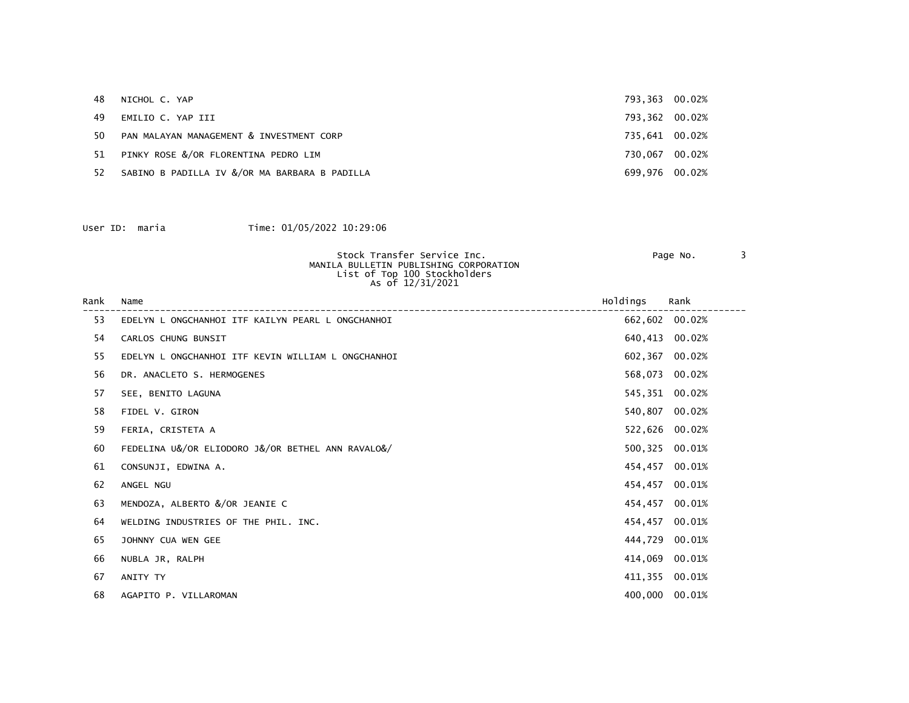| Rank | Name | Holdings | Rank |
|---|---|---|---|
| 48 | NICHOL C. YAP | 793,363 | 00.02% |
| 49 | EMILIO C. YAP III | 793,362 | 00.02% |
| 50 | PAN MALAYAN MANAGEMENT & INVESTMENT CORP | 735,641 | 00.02% |
| 51 | PINKY ROSE &/OR FLORENTINA PEDRO LIM | 730,067 | 00.02% |
| 52 | SABINO B PADILLA IV &/OR MA BARBARA B PADILLA | 699,976 | 00.02% |

User ID: maria Time: 01/05/2022 10:29:06

Stock Transfer Service Inc.
MANILA BULLETIN PUBLISHING CORPORATION
List of Top 100 Stockholders
As of 12/31/2021

| Rank | Name | Holdings | Rank |
|---|---|---|---|
| 53 | EDELYN L ONGCHANHOI ITF KAILYN PEARL L ONGCHANHOI | 662,602 | 00.02% |
| 54 | CARLOS CHUNG BUNSIT | 640,413 | 00.02% |
| 55 | EDELYN L ONGCHANHOI ITF KEVIN WILLIAM L ONGCHANHOI | 602,367 | 00.02% |
| 56 | DR. ANACLETO S. HERMOGENES | 568,073 | 00.02% |
| 57 | SEE, BENITO LAGUNA | 545,351 | 00.02% |
| 58 | FIDEL V. GIRON | 540,807 | 00.02% |
| 59 | FERIA, CRISTETA A | 522,626 | 00.02% |
| 60 | FEDELINA U&/OR ELIODORO J&/OR BETHEL ANN RAVALO&/ | 500,325 | 00.01% |
| 61 | CONSUNJI, EDWINA A. | 454,457 | 00.01% |
| 62 | ANGEL NGU | 454,457 | 00.01% |
| 63 | MENDOZA, ALBERTO &/OR JEANIE C | 454,457 | 00.01% |
| 64 | WELDING INDUSTRIES OF THE PHIL. INC. | 454,457 | 00.01% |
| 65 | JOHNNY CUA WEN GEE | 444,729 | 00.01% |
| 66 | NUBLA JR, RALPH | 414,069 | 00.01% |
| 67 | ANITY TY | 411,355 | 00.01% |
| 68 | AGAPITO P. VILLAROMAN | 400,000 | 00.01% |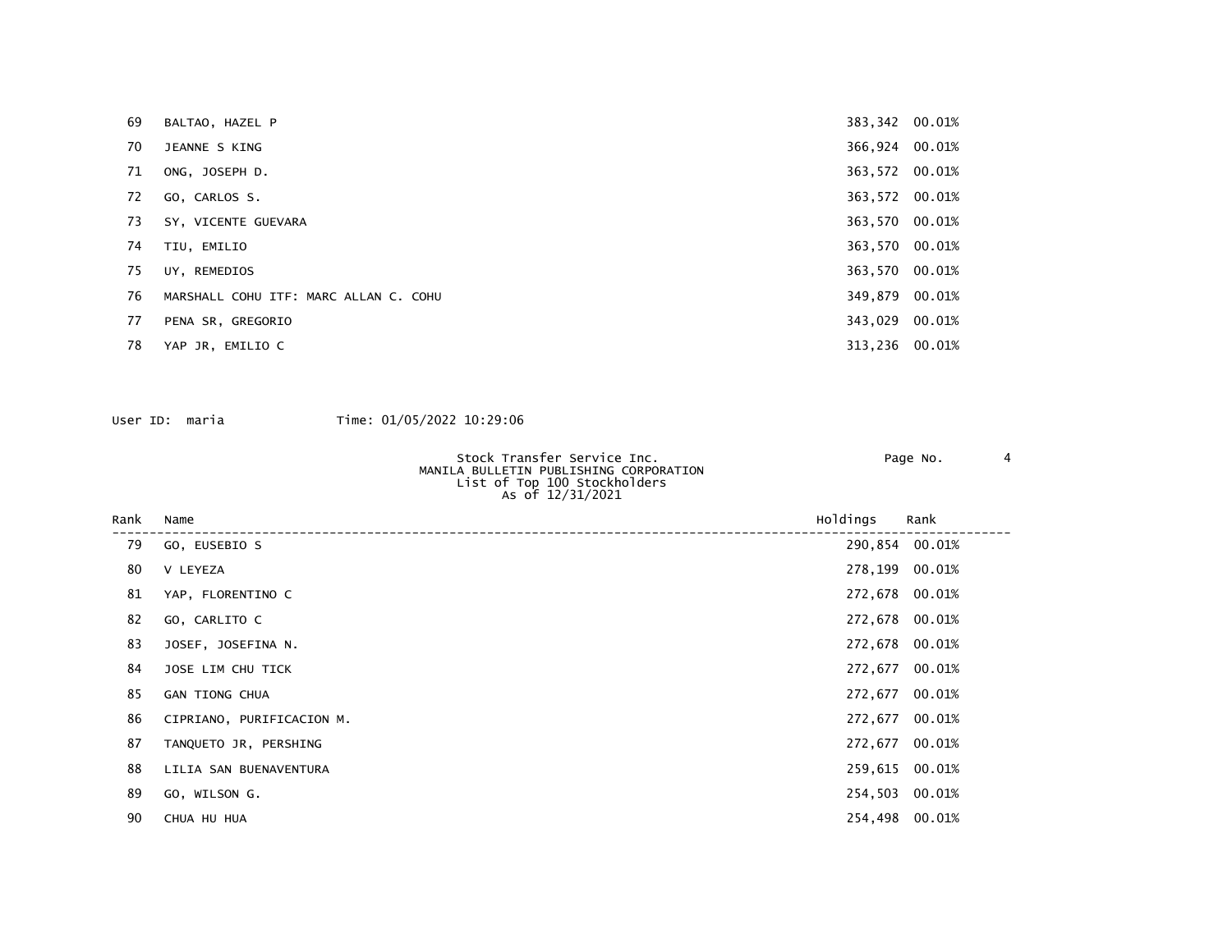| Rank | Name | Holdings | Rank |
|---|---|---|---|
| 69 | BALTAO, HAZEL P | 383,342 | 00.01% |
| 70 | JEANNE S KING | 366,924 | 00.01% |
| 71 | ONG, JOSEPH D. | 363,572 | 00.01% |
| 72 | GO, CARLOS S. | 363,572 | 00.01% |
| 73 | SY, VICENTE GUEVARA | 363,570 | 00.01% |
| 74 | TIU, EMILIO | 363,570 | 00.01% |
| 75 | UY, REMEDIOS | 363,570 | 00.01% |
| 76 | MARSHALL COHU ITF: MARC ALLAN C. COHU | 349,879 | 00.01% |
| 77 | PENA SR, GREGORIO | 343,029 | 00.01% |
| 78 | YAP JR, EMILIO C | 313,236 | 00.01% |

User ID: maria Time: 01/05/2022 10:29:06

Stock Transfer Service Inc.
MANILA BULLETIN PUBLISHING CORPORATION
List of Top 100 Stockholders
As of 12/31/2021

| Rank | Name | Holdings | Rank |
|---|---|---|---|
| 79 | GO, EUSEBIO S | 290,854 | 00.01% |
| 80 | V LEYEZA | 278,199 | 00.01% |
| 81 | YAP, FLORENTINO C | 272,678 | 00.01% |
| 82 | GO, CARLITO C | 272,678 | 00.01% |
| 83 | JOSEF, JOSEFINA N. | 272,678 | 00.01% |
| 84 | JOSE LIM CHU TICK | 272,677 | 00.01% |
| 85 | GAN TIONG CHUA | 272,677 | 00.01% |
| 86 | CIPRIANO, PURIFICACION M. | 272,677 | 00.01% |
| 87 | TANQUETO JR, PERSHING | 272,677 | 00.01% |
| 88 | LILIA SAN BUENAVENTURA | 259,615 | 00.01% |
| 89 | GO, WILSON G. | 254,503 | 00.01% |
| 90 | CHUA HU HUA | 254,498 | 00.01% |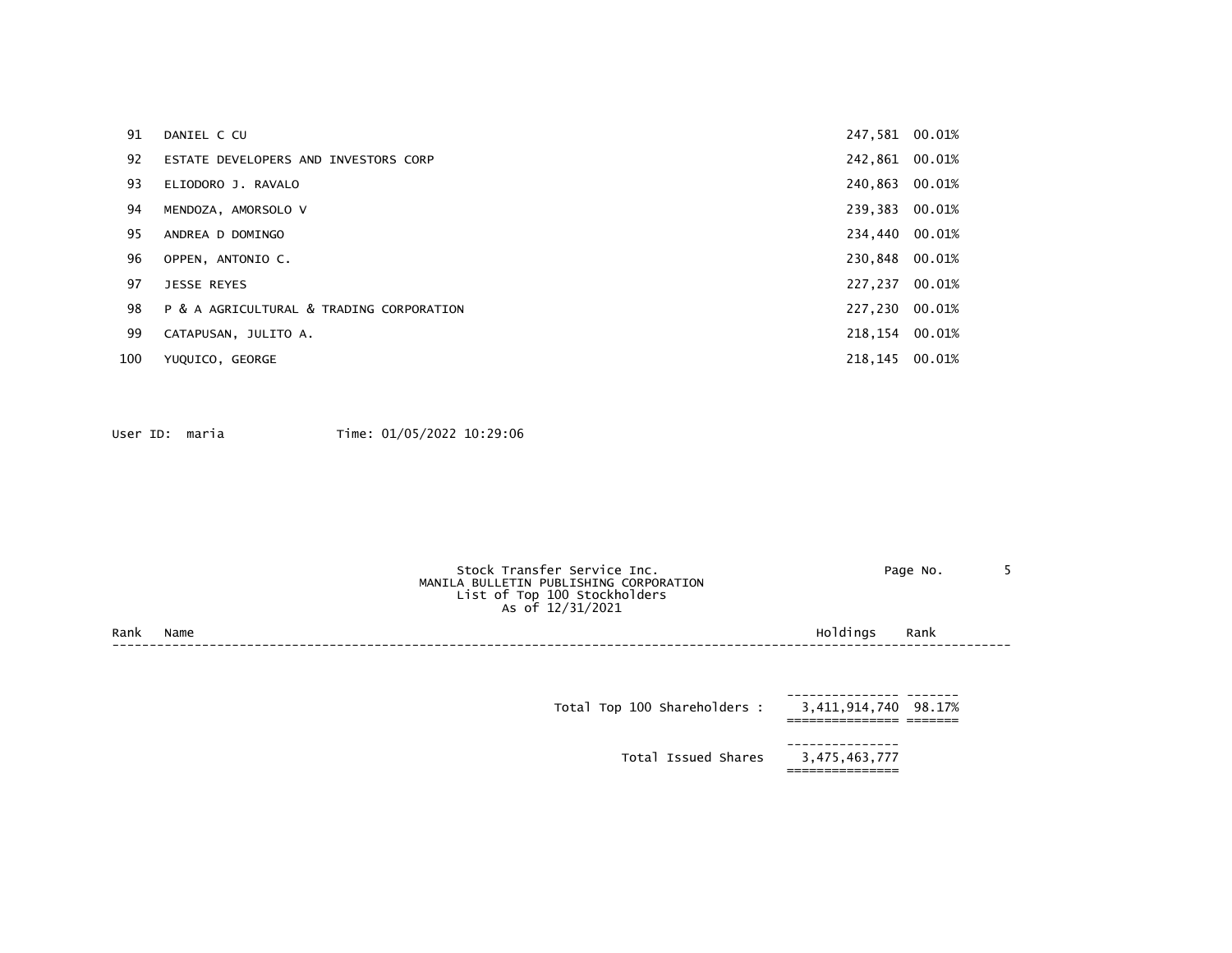| Rank | Name | Holdings | Rank |
|---|---|---|---|
| 91 | DANIEL C CU | 247,581 | 00.01% |
| 92 | ESTATE DEVELOPERS AND INVESTORS CORP | 242,861 | 00.01% |
| 93 | ELIODORO J. RAVALO | 240,863 | 00.01% |
| 94 | MENDOZA, AMORSOLO V | 239,383 | 00.01% |
| 95 | ANDREA D DOMINGO | 234,440 | 00.01% |
| 96 | OPPEN, ANTONIO C. | 230,848 | 00.01% |
| 97 | JESSE REYES | 227,237 | 00.01% |
| 98 | P & A AGRICULTURAL & TRADING CORPORATION | 227,230 | 00.01% |
| 99 | CATAPUSAN, JULITO A. | 218,154 | 00.01% |
| 100 | YUQUICO, GEORGE | 218,145 | 00.01% |

User ID: maria Time: 01/05/2022 10:29:06

Stock Transfer Service Inc.
MANILA BULLETIN PUBLISHING CORPORATION
List of Top 100 Stockholders
As of 12/31/2021

| Rank | Name | Holdings | Rank |
|---|---|---|---|
| | Total Top 100 Shareholders : | 3,411,914,740 | 98.17% |
| | Total Issued Shares | 3,475,463,777 | |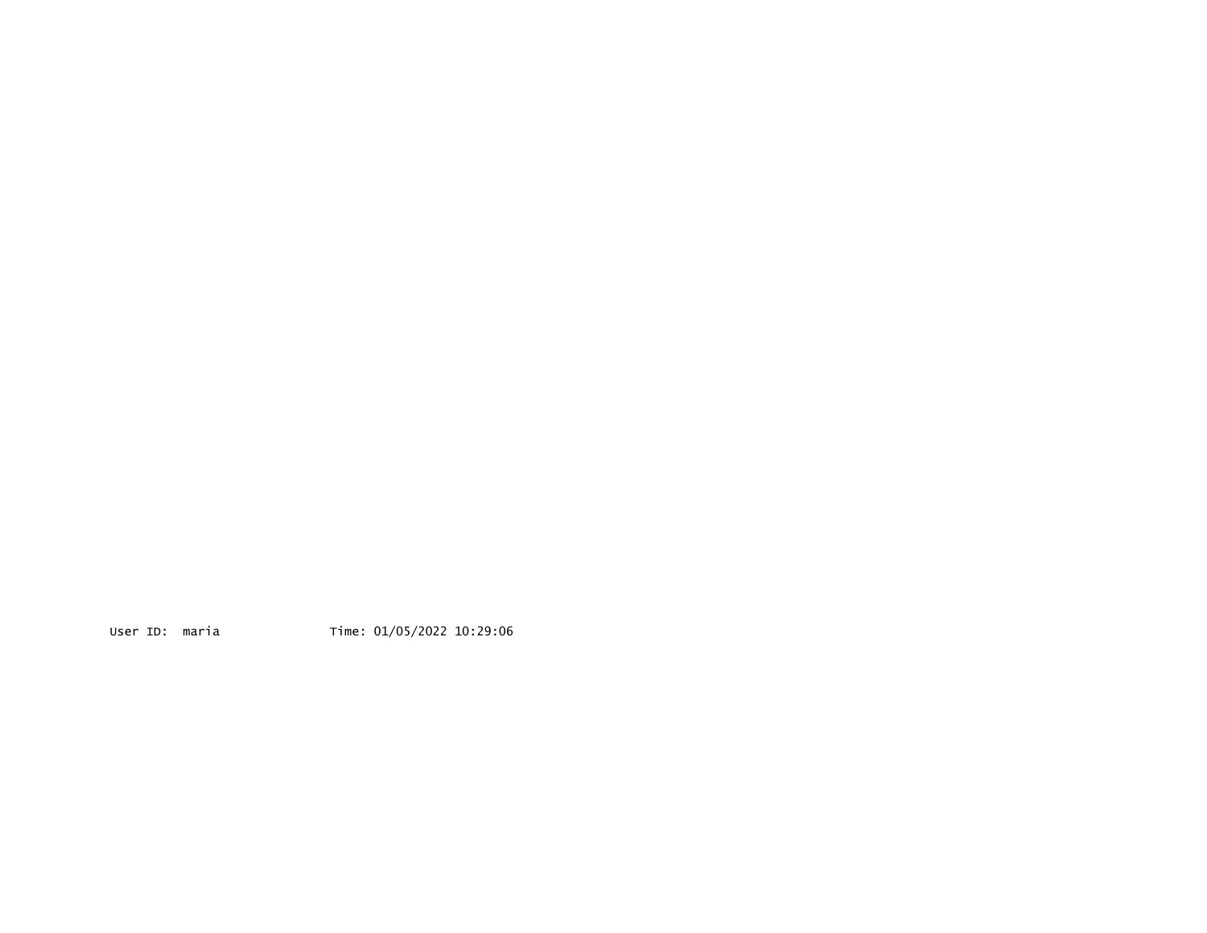User ID: maria Time: 01/05/2022 10:29:06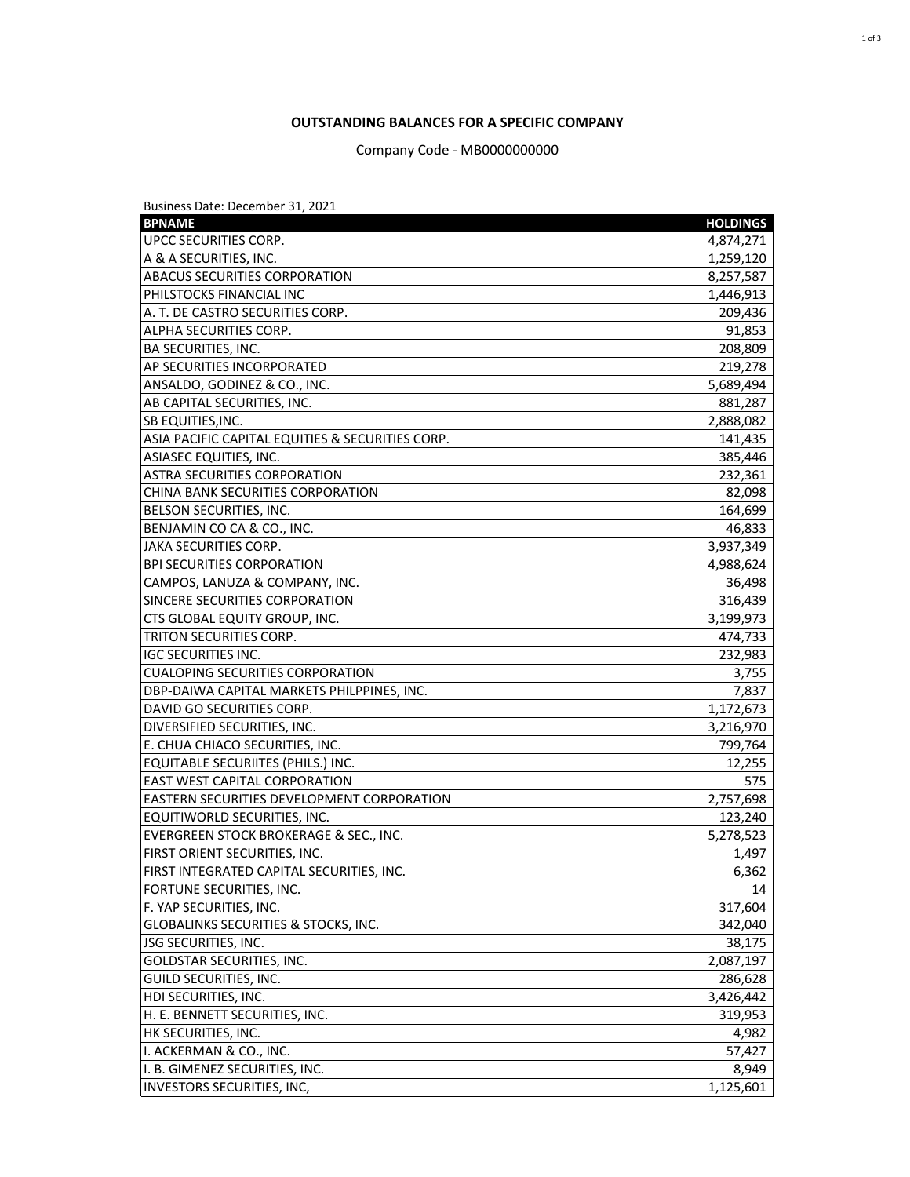**OUTSTANDING BALANCES FOR A SPECIFIC COMPANY**

Company Code - MB0000000000

Business Date: December 31, 2021

| BPNAME | HOLDINGS |
|---|---|
| UPCC SECURITIES CORP. | 4,874,271 |
| A & A SECURITIES, INC. | 1,259,120 |
| ABACUS SECURITIES CORPORATION | 8,257,587 |
| PHILSTOCKS FINANCIAL INC | 1,446,913 |
| A. T. DE CASTRO SECURITIES CORP. | 209,436 |
| ALPHA SECURITIES CORP. | 91,853 |
| BA SECURITIES, INC. | 208,809 |
| AP SECURITIES INCORPORATED | 219,278 |
| ANSALDO, GODINEZ & CO., INC. | 5,689,494 |
| AB CAPITAL SECURITIES, INC. | 881,287 |
| SB EQUITIES,INC. | 2,888,082 |
| ASIA PACIFIC CAPITAL EQUITIES & SECURITIES CORP. | 141,435 |
| ASIASEC EQUITIES, INC. | 385,446 |
| ASTRA SECURITIES CORPORATION | 232,361 |
| CHINA BANK SECURITIES CORPORATION | 82,098 |
| BELSON SECURITIES, INC. | 164,699 |
| BENJAMIN CO CA & CO., INC. | 46,833 |
| JAKA SECURITIES CORP. | 3,937,349 |
| BPI SECURITIES CORPORATION | 4,988,624 |
| CAMPOS, LANUZA & COMPANY, INC. | 36,498 |
| SINCERE SECURITIES CORPORATION | 316,439 |
| CTS GLOBAL EQUITY GROUP, INC. | 3,199,973 |
| TRITON SECURITIES CORP. | 474,733 |
| IGC SECURITIES INC. | 232,983 |
| CUALOPING SECURITIES CORPORATION | 3,755 |
| DBP-DAIWA CAPITAL MARKETS PHILPPINES, INC. | 7,837 |
| DAVID GO SECURITIES CORP. | 1,172,673 |
| DIVERSIFIED SECURITIES, INC. | 3,216,970 |
| E. CHUA CHIACO SECURITIES, INC. | 799,764 |
| EQUITABLE SECURIITES (PHILS.) INC. | 12,255 |
| EAST WEST CAPITAL CORPORATION | 575 |
| EASTERN SECURITIES DEVELOPMENT CORPORATION | 2,757,698 |
| EQUITIWORLD SECURITIES, INC. | 123,240 |
| EVERGREEN STOCK BROKERAGE & SEC., INC. | 5,278,523 |
| FIRST ORIENT SECURITIES, INC. | 1,497 |
| FIRST INTEGRATED CAPITAL SECURITIES, INC. | 6,362 |
| FORTUNE SECURITIES, INC. | 14 |
| F. YAP SECURITIES, INC. | 317,604 |
| GLOBALINKS SECURITIES & STOCKS, INC. | 342,040 |
| JSG SECURITIES, INC. | 38,175 |
| GOLDSTAR SECURITIES, INC. | 2,087,197 |
| GUILD SECURITIES, INC. | 286,628 |
| HDI SECURITIES, INC. | 3,426,442 |
| H. E. BENNETT SECURITIES, INC. | 319,953 |
| HK SECURITIES, INC. | 4,982 |
| I. ACKERMAN & CO., INC. | 57,427 |
| I. B. GIMENEZ SECURITIES, INC. | 8,949 |
| INVESTORS SECURITIES, INC, | 1,125,601 |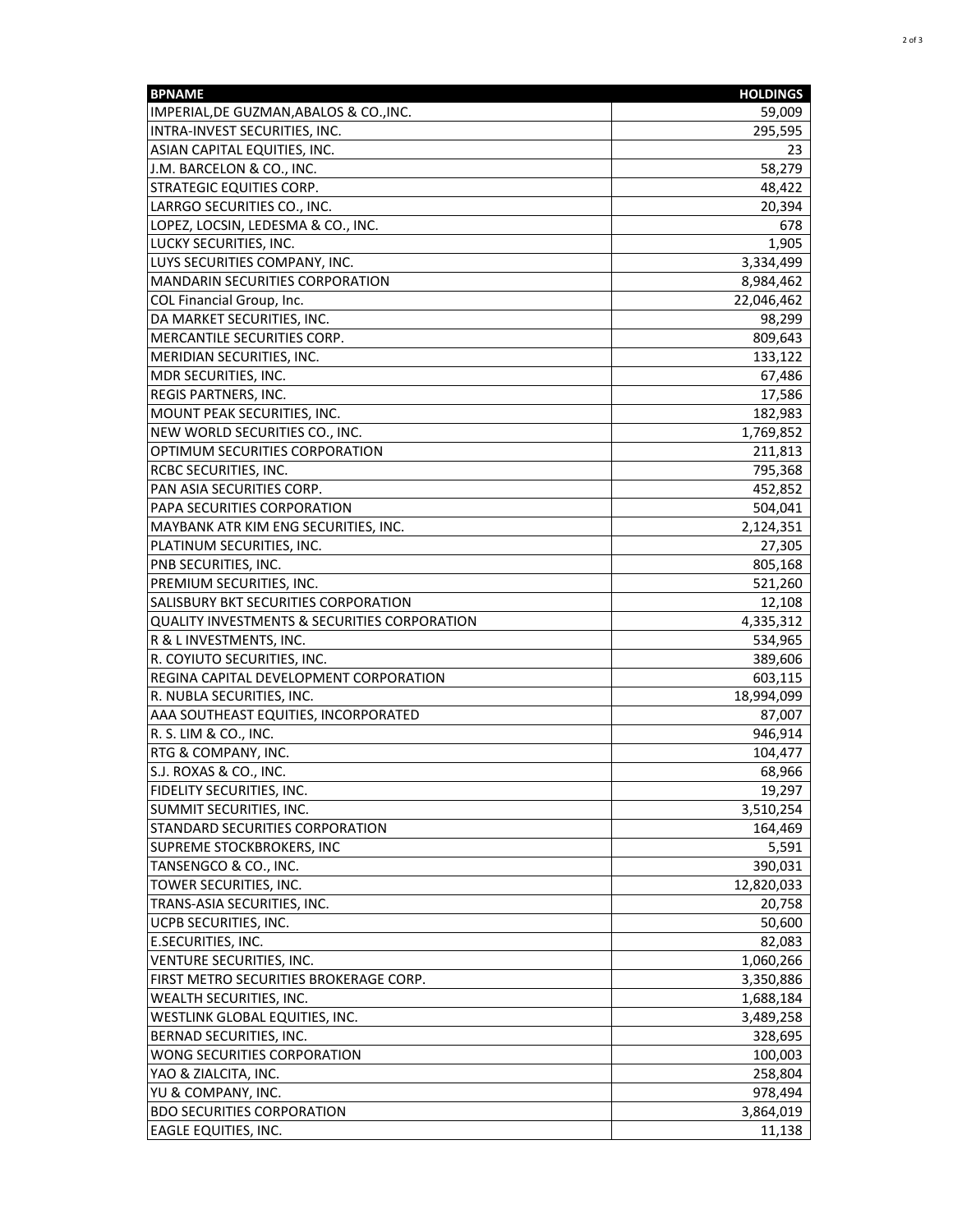| BPNAME | HOLDINGS |
|---|---|
| IMPERIAL,DE GUZMAN,ABALOS & CO.,INC. | 59,009 |
| INTRA-INVEST SECURITIES, INC. | 295,595 |
| ASIAN CAPITAL EQUITIES, INC. | 23 |
| J.M. BARCELON & CO., INC. | 58,279 |
| STRATEGIC EQUITIES CORP. | 48,422 |
| LARRGO SECURITIES CO., INC. | 20,394 |
| LOPEZ, LOCSIN, LEDESMA & CO., INC. | 678 |
| LUCKY SECURITIES, INC. | 1,905 |
| LUYS SECURITIES COMPANY, INC. | 3,334,499 |
| MANDARIN SECURITIES CORPORATION | 8,984,462 |
| COL Financial Group, Inc. | 22,046,462 |
| DA MARKET SECURITIES, INC. | 98,299 |
| MERCANTILE SECURITIES CORP. | 809,643 |
| MERIDIAN SECURITIES, INC. | 133,122 |
| MDR SECURITIES, INC. | 67,486 |
| REGIS PARTNERS, INC. | 17,586 |
| MOUNT PEAK SECURITIES, INC. | 182,983 |
| NEW WORLD SECURITIES CO., INC. | 1,769,852 |
| OPTIMUM SECURITIES CORPORATION | 211,813 |
| RCBC SECURITIES, INC. | 795,368 |
| PAN ASIA SECURITIES CORP. | 452,852 |
| PAPA SECURITIES CORPORATION | 504,041 |
| MAYBANK ATR KIM ENG SECURITIES, INC. | 2,124,351 |
| PLATINUM SECURITIES, INC. | 27,305 |
| PNB SECURITIES, INC. | 805,168 |
| PREMIUM SECURITIES, INC. | 521,260 |
| SALISBURY BKT SECURITIES CORPORATION | 12,108 |
| QUALITY INVESTMENTS & SECURITIES CORPORATION | 4,335,312 |
| R & L INVESTMENTS, INC. | 534,965 |
| R. COYIUTO SECURITIES, INC. | 389,606 |
| REGINA CAPITAL DEVELOPMENT CORPORATION | 603,115 |
| R. NUBLA SECURITIES, INC. | 18,994,099 |
| AAA SOUTHEAST EQUITIES, INCORPORATED | 87,007 |
| R. S. LIM & CO., INC. | 946,914 |
| RTG & COMPANY, INC. | 104,477 |
| S.J. ROXAS & CO., INC. | 68,966 |
| FIDELITY SECURITIES, INC. | 19,297 |
| SUMMIT SECURITIES, INC. | 3,510,254 |
| STANDARD SECURITIES CORPORATION | 164,469 |
| SUPREME STOCKBROKERS, INC | 5,591 |
| TANSENGCO & CO., INC. | 390,031 |
| TOWER SECURITIES, INC. | 12,820,033 |
| TRANS-ASIA SECURITIES, INC. | 20,758 |
| UCPB SECURITIES, INC. | 50,600 |
| E.SECURITIES, INC. | 82,083 |
| VENTURE SECURITIES, INC. | 1,060,266 |
| FIRST METRO SECURITIES BROKERAGE CORP. | 3,350,886 |
| WEALTH SECURITIES, INC. | 1,688,184 |
| WESTLINK GLOBAL EQUITIES, INC. | 3,489,258 |
| BERNAD SECURITIES, INC. | 328,695 |
| WONG SECURITIES CORPORATION | 100,003 |
| YAO & ZIALCITA, INC. | 258,804 |
| YU & COMPANY, INC. | 978,494 |
| BDO SECURITIES CORPORATION | 3,864,019 |
| EAGLE EQUITIES, INC. | 11,138 |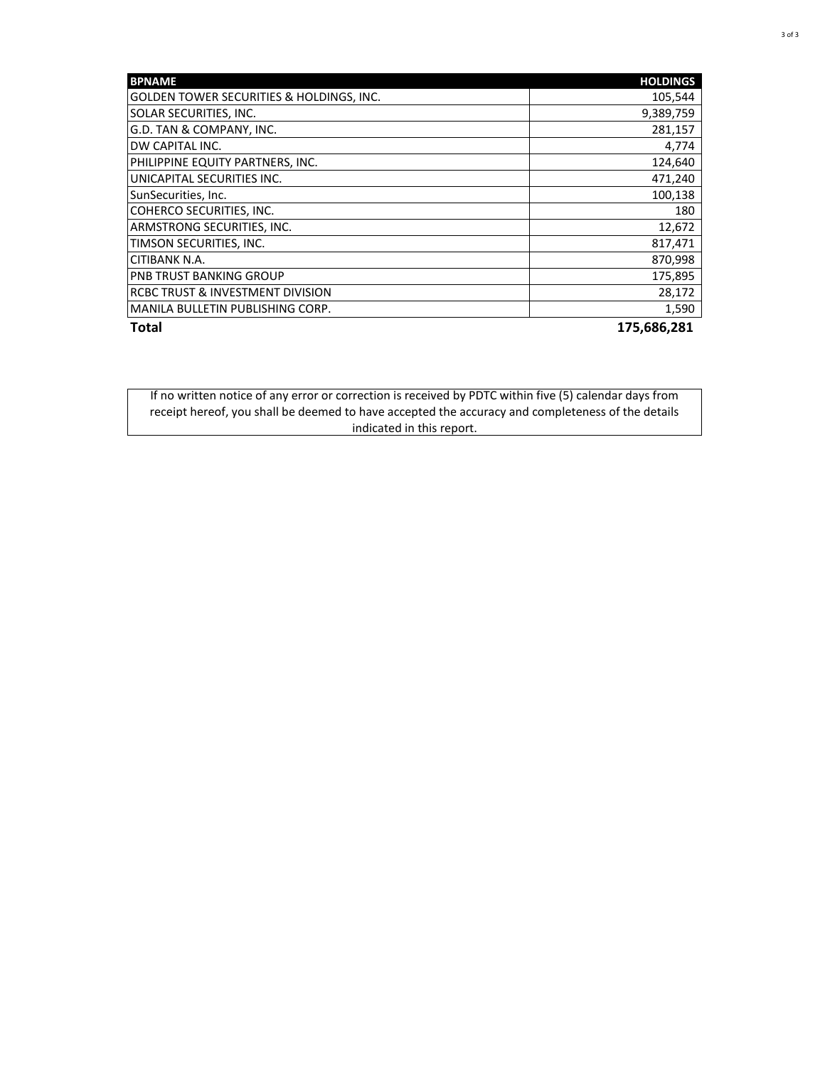| BPNAME | HOLDINGS |
|---|---|
| GOLDEN TOWER SECURITIES & HOLDINGS, INC. | 105,544 |
| SOLAR SECURITIES, INC. | 9,389,759 |
| G.D. TAN & COMPANY, INC. | 281,157 |
| DW CAPITAL INC. | 4,774 |
| PHILIPPINE EQUITY PARTNERS, INC. | 124,640 |
| UNICAPITAL SECURITIES INC. | 471,240 |
| SunSecurities, Inc. | 100,138 |
| COHERCO SECURITIES, INC. | 180 |
| ARMSTRONG SECURITIES, INC. | 12,672 |
| TIMSON SECURITIES, INC. | 817,471 |
| CITIBANK N.A. | 870,998 |
| PNB TRUST BANKING GROUP | 175,895 |
| RCBC TRUST & INVESTMENT DIVISION | 28,172 |
| MANILA BULLETIN PUBLISHING CORP. | 1,590 |
| **Total** | **175,686,281** |

If no written notice of any error or correction is received by PDTC within five (5) calendar days from receipt hereof, you shall be deemed to have accepted the accuracy and completeness of the details indicated in this report.